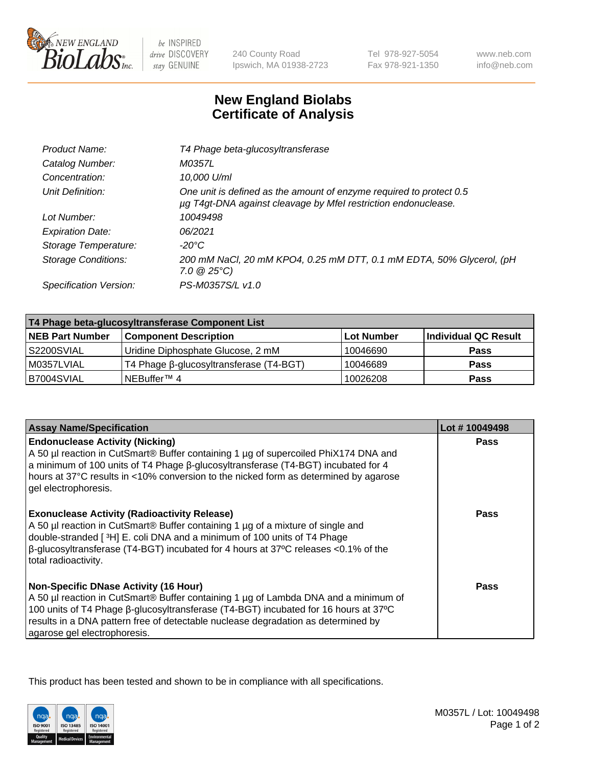New England BioLabs Inc. — be INSPIRED drive DISCOVERY stay GENUINE

240 County Road
Ipswich, MA 01938-2723

Tel 978-927-5054
Fax 978-921-1350

www.neb.com
info@neb.com

# New England Biolabs Certificate of Analysis

| | |
|---|---|
| *Product Name:* | *T4 Phage beta-glucosyltransferase* |
| *Catalog Number:* | *M0357L* |
| *Concentration:* | *10,000 U/ml* |
| *Unit Definition:* | *One unit is defined as the amount of enzyme required to protect 0.5 µg T4gt-DNA against cleavage by MfeI restriction endonuclease.* |
| *Lot Number:* | *10049498* |
| *Expiration Date:* | *06/2021* |
| *Storage Temperature:* | *-20°C* |
| *Storage Conditions:* | *200 mM NaCl, 20 mM KPO4, 0.25 mM DTT, 0.1 mM EDTA, 50% Glycerol, (pH 7.0 @ 25°C)* |
| *Specification Version:* | *PS-M0357S/L v1.0* |

| T4 Phage beta-glucosyltransferase Component List | | | |
|---|---|---|---|
| **NEB Part Number** | **Component Description** | **Lot Number** | **Individual QC Result** |
| S2200SVIAL | Uridine Diphosphate Glucose, 2 mM | 10046690 | **Pass** |
| M0357LVIAL | T4 Phage β-glucosyltransferase (T4-BGT) | 10046689 | **Pass** |
| B7004SVIAL | NEBuffer™ 4 | 10026208 | **Pass** |

| Assay Name/Specification | Lot # 10049498 |
|---|---|
| **Endonuclease Activity (Nicking)**<br>A 50 µl reaction in CutSmart® Buffer containing 1 µg of supercoiled PhiX174 DNA and a minimum of 100 units of T4 Phage β-glucosyltransferase (T4-BGT) incubated for 4 hours at 37°C results in <10% conversion to the nicked form as determined by agarose gel electrophoresis. | **Pass** |
| **Exonuclease Activity (Radioactivity Release)**<br>A 50 µl reaction in CutSmart® Buffer containing 1 µg of a mixture of single and double-stranded [ $^3$H] E. coli DNA and a minimum of 100 units of T4 Phage β-glucosyltransferase (T4-BGT) incubated for 4 hours at 37ºC releases <0.1% of the total radioactivity. | **Pass** |
| **Non-Specific DNase Activity (16 Hour)**<br>A 50 µl reaction in CutSmart® Buffer containing 1 µg of Lambda DNA and a minimum of 100 units of T4 Phage β-glucosyltransferase (T4-BGT) incubated for 16 hours at 37ºC results in a DNA pattern free of detectable nuclease degradation as determined by agarose gel electrophoresis. | **Pass** |

This product has been tested and shown to be in compliance with all specifications.

M0357L / Lot: 10049498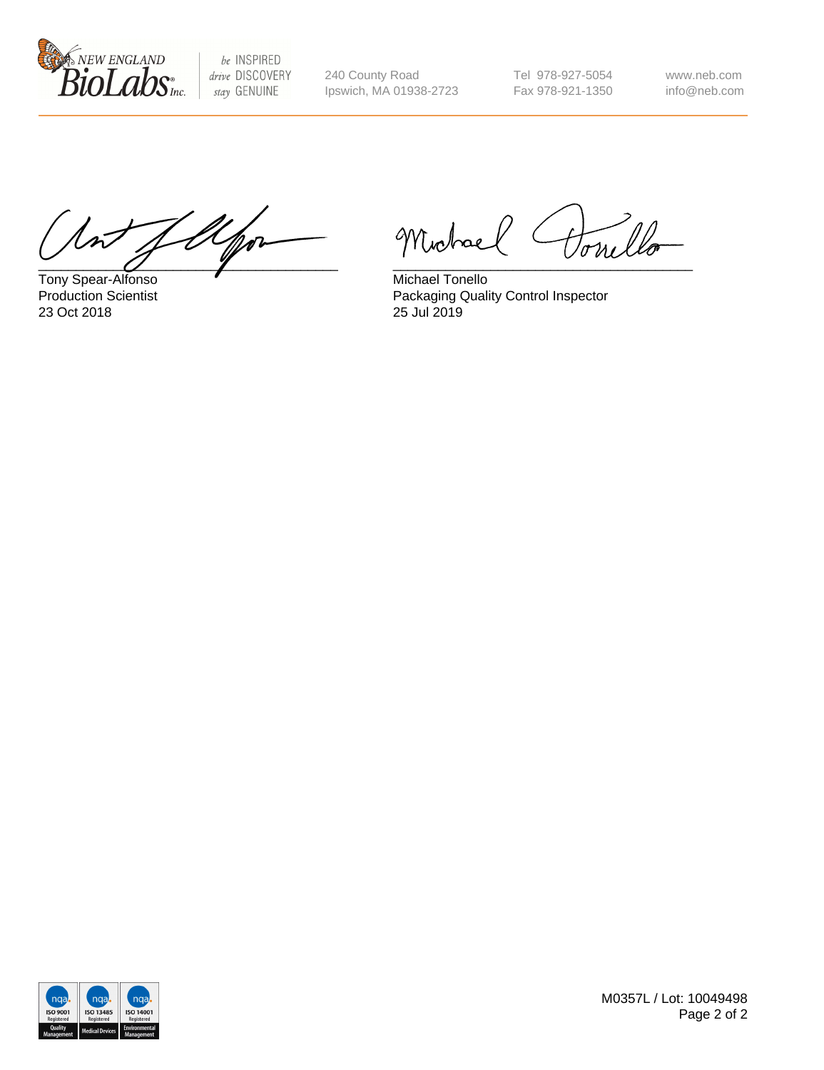Tony Spear-Alfonso
Production Scientist
23 Oct 2018

Michael Tonello
Packaging Quality Control Inspector
25 Jul 2019